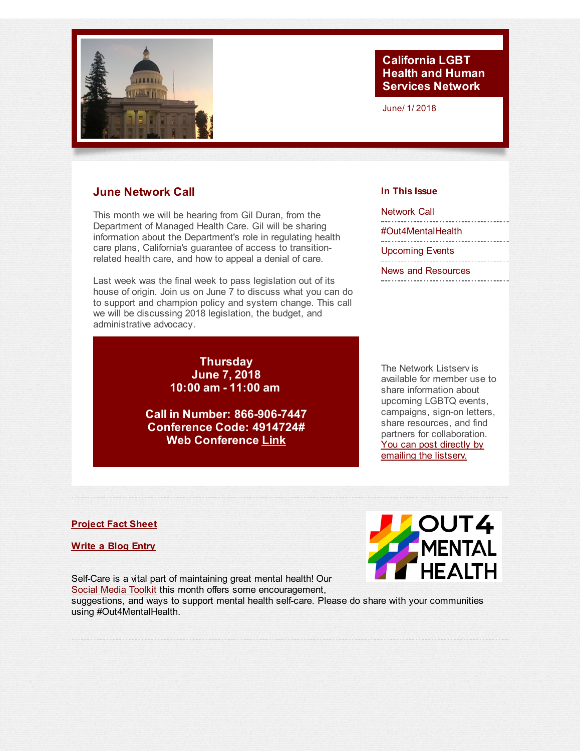# California LGBT Health and Human Services Network

June/ 1/ 2018

## June Network Call

This month we will be hearing from Gil Duran, from the Department of Managed Health Care. Gil will be sharing information about the Department's role in regulating health care plans, California's guarantee of access to transition-related health care, and how to appeal a denial of care.

Last week was the final week to pass legislation out of its house of origin. Join us on June 7 to discuss what you can do to support and champion policy and system change. This call we will be discussing 2018 legislation, the budget, and administrative advocacy.

**Thursday**
**June 7, 2018**
**10:00 am - 11:00 am**

**Call in Number: 866-906-7447**
**Conference Code: 4914724#**
**Web Conference Link**

### In This Issue

- Network Call
- #Out4MentalHealth
- Upcoming Events
- News and Resources

The Network Listserv is available for member use to share information about upcoming LGBTQ events, campaigns, sign-on letters, share resources, and find partners for collaboration. You can post directly by emailing the listserv.

---

**Project Fact Sheet**

**Write a Blog Entry**

Self-Care is a vital part of maintaining great mental health! Our Social Media Toolkit this month offers some encouragement, suggestions, and ways to support mental health self-care. Please do share with your communities using #Out4MentalHealth.

---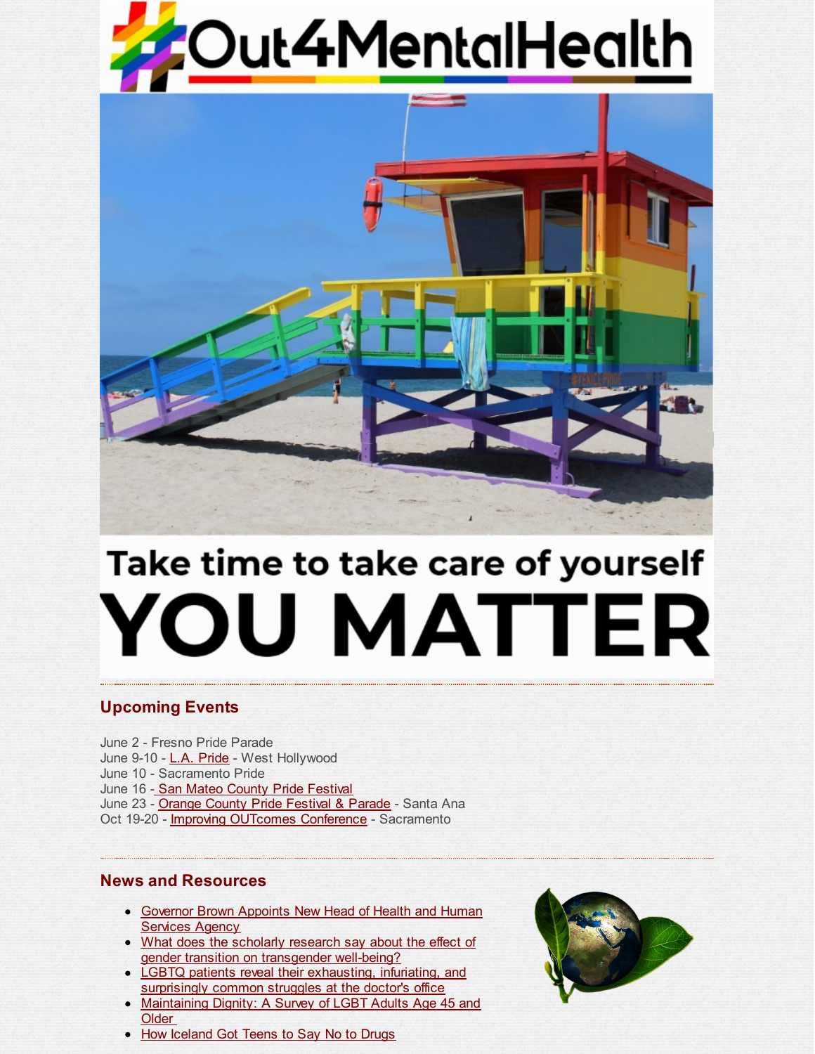# #Out4MentalHealth

Take time to take care of yourself

YOU MATTER

## Upcoming Events

June 2 - Fresno Pride Parade
June 9-10 - L.A. Pride - West Hollywood
June 10 - Sacramento Pride
June 16 - San Mateo County Pride Festival
June 23 - Orange County Pride Festival & Parade - Santa Ana
Oct 19-20 - Improving OUTcomes Conference - Sacramento

## News and Resources

- Governor Brown Appoints New Head of Health and Human Services Agency
- What does the scholarly research say about the effect of gender transition on transgender well-being?
- LGBTQ patients reveal their exhausting, infuriating, and surprisingly common struggles at the doctor's office
- Maintaining Dignity: A Survey of LGBT Adults Age 45 and Older
- How Iceland Got Teens to Say No to Drugs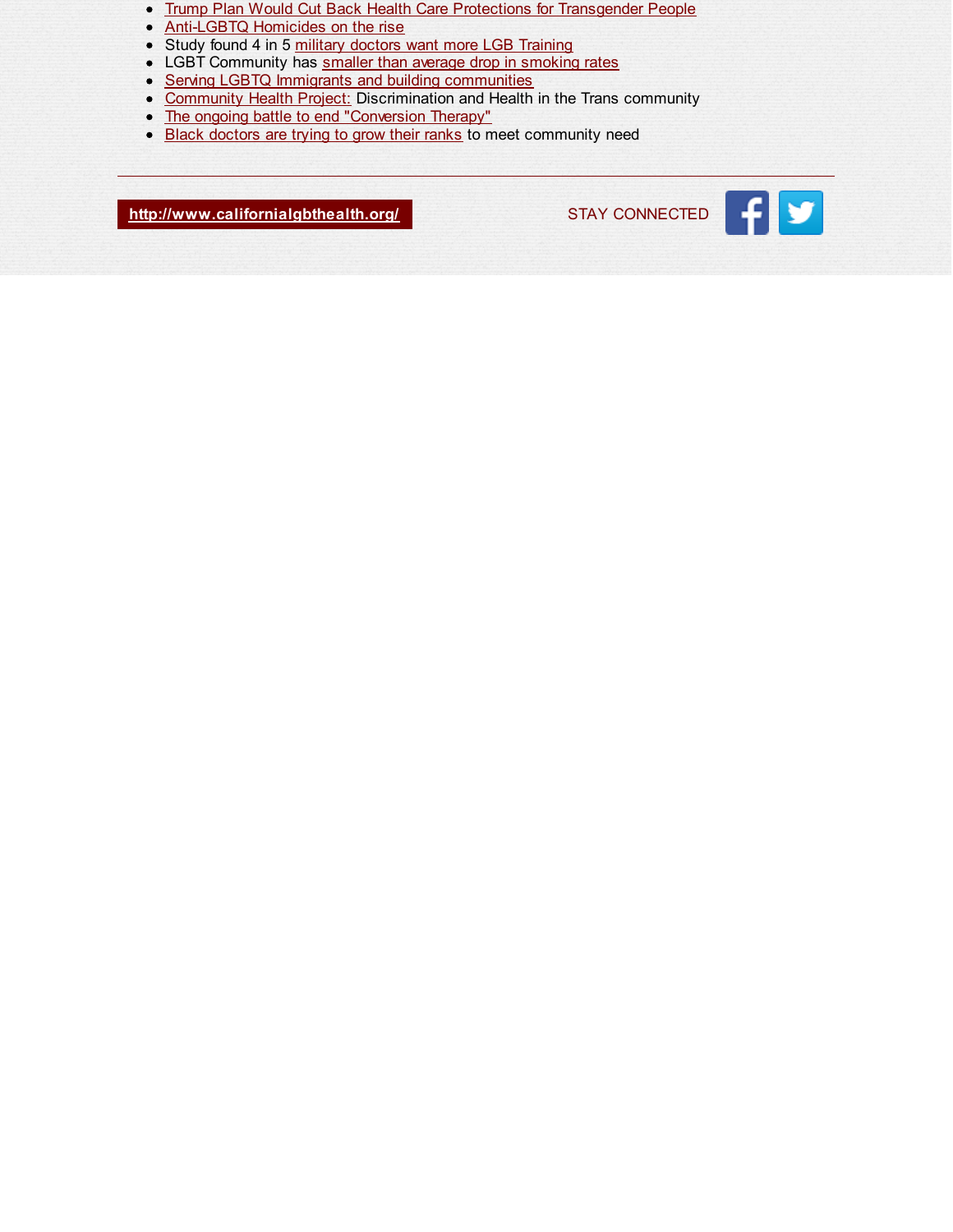- Trump Plan Would Cut Back Health Care Protections for Transgender People
- Anti-LGBTQ Homicides on the rise
- Study found 4 in 5 military doctors want more LGB Training
- LGBT Community has smaller than average drop in smoking rates
- Serving LGBTQ Immigrants and building communities
- Community Health Project: Discrimination and Health in the Trans community
- The ongoing battle to end "Conversion Therapy"
- Black doctors are trying to grow their ranks to meet community need

---

**http://www.californialgbthealth.org/**

STAY CONNECTED